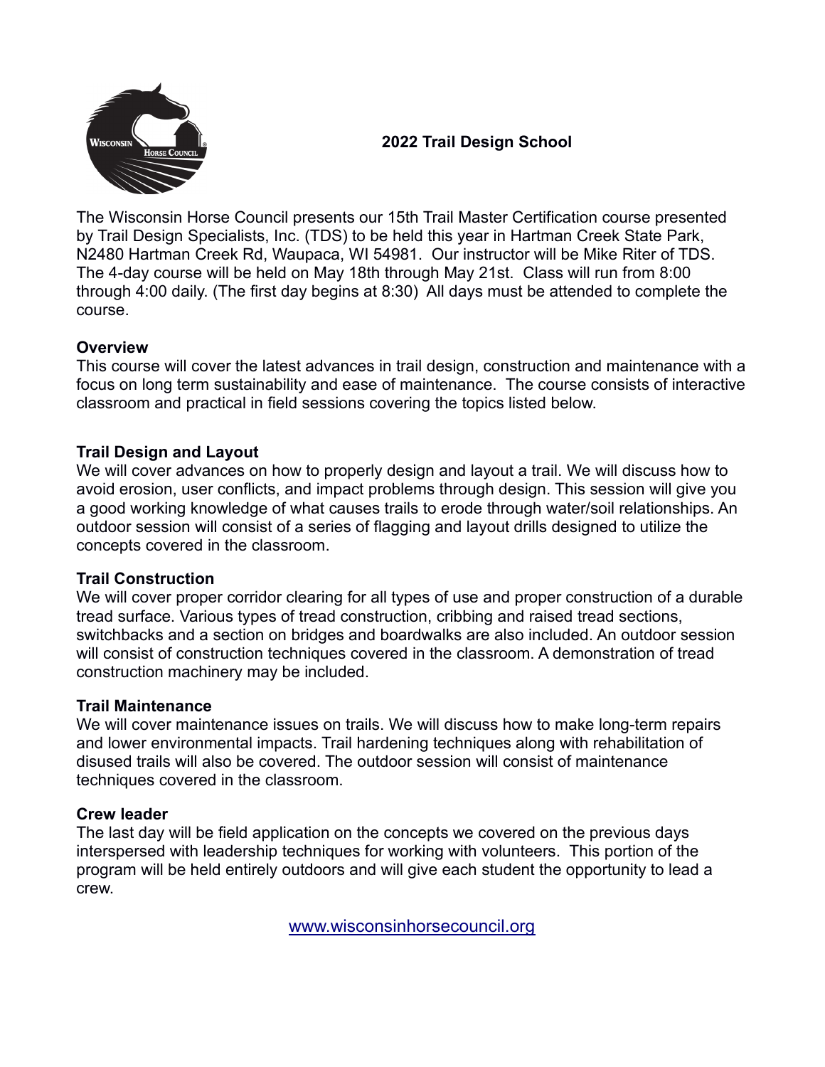# 2022 Trail Design School

The Wisconsin Horse Council presents our 15th Trail Master Certification course presented by Trail Design Specialists, Inc. (TDS) to be held this year in Hartman Creek State Park, N2480 Hartman Creek Rd, Waupaca, WI 54981. Our instructor will be Mike Riter of TDS. The 4-day course will be held on May 18th through May 21st. Class will run from 8:00 through 4:00 daily. (The first day begins at 8:30) All days must be attended to complete the course.

**Overview**
This course will cover the latest advances in trail design, construction and maintenance with a focus on long term sustainability and ease of maintenance. The course consists of interactive classroom and practical in field sessions covering the topics listed below.

**Trail Design and Layout**
We will cover advances on how to properly design and layout a trail. We will discuss how to avoid erosion, user conflicts, and impact problems through design. This session will give you a good working knowledge of what causes trails to erode through water/soil relationships. An outdoor session will consist of a series of flagging and layout drills designed to utilize the concepts covered in the classroom.

**Trail Construction**
We will cover proper corridor clearing for all types of use and proper construction of a durable tread surface. Various types of tread construction, cribbing and raised tread sections, switchbacks and a section on bridges and boardwalks are also included. An outdoor session will consist of construction techniques covered in the classroom. A demonstration of tread construction machinery may be included.

**Trail Maintenance**
We will cover maintenance issues on trails. We will discuss how to make long-term repairs and lower environmental impacts. Trail hardening techniques along with rehabilitation of disused trails will also be covered. The outdoor session will consist of maintenance techniques covered in the classroom.

**Crew leader**
The last day will be field application on the concepts we covered on the previous days interspersed with leadership techniques for working with volunteers. This portion of the program will be held entirely outdoors and will give each student the opportunity to lead a crew.

www.wisconsinhorsecouncil.org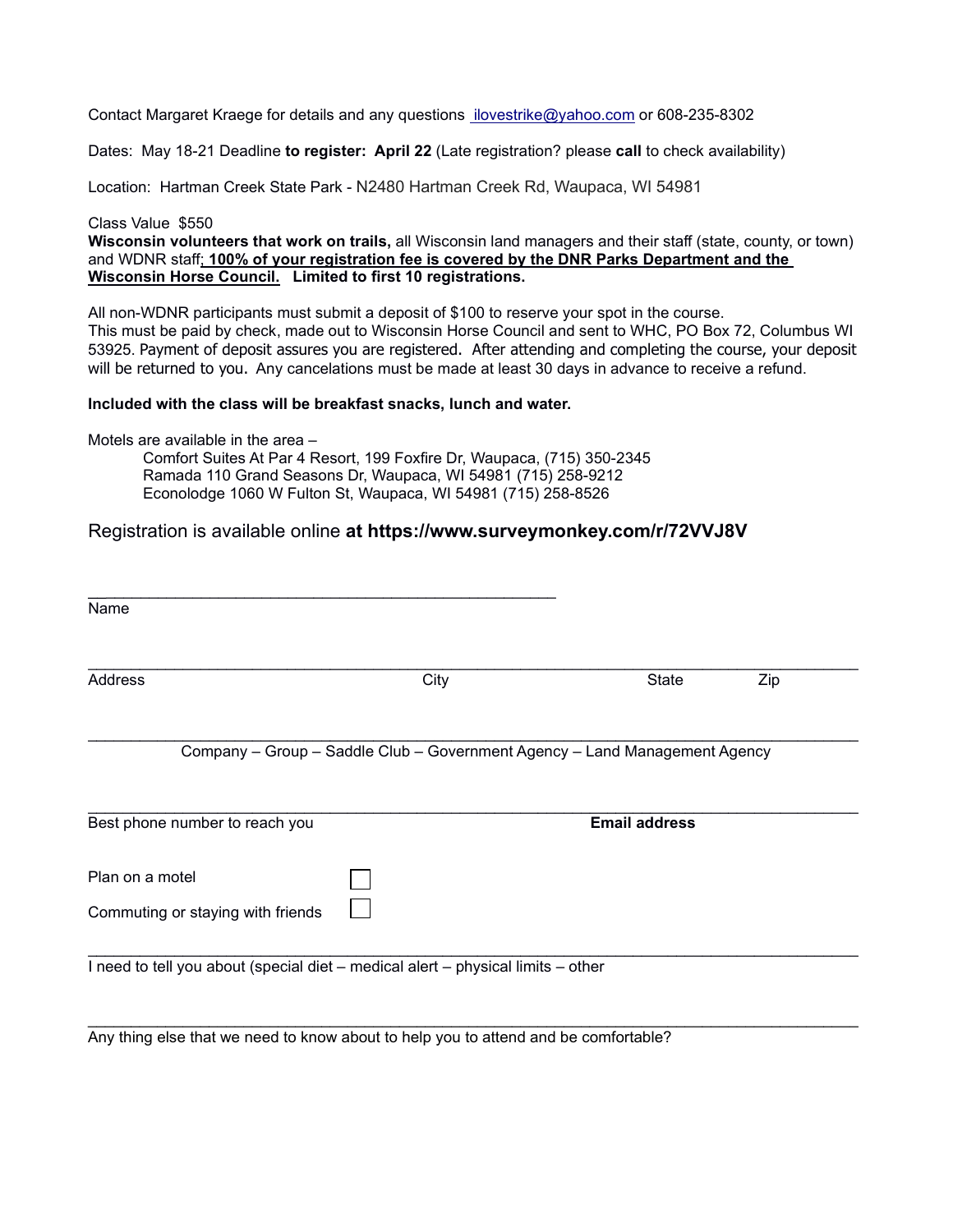Contact Margaret Kraege for details and any questions ilovestrike@yahoo.com or 608-235-8302

Dates: May 18-21 Deadline **to register: April 22** (Late registration? please **call** to check availability)

Location: Hartman Creek State Park - N2480 Hartman Creek Rd, Waupaca, WI 54981

Class Value $550

**Wisconsin volunteers that work on trails,** all Wisconsin land managers and their staff (state, county, or town) and WDNR staff**; 100% of your registration fee is covered by the DNR Parks Department and the Wisconsin Horse Council. Limited to first 10 registrations.**

All non-WDNR participants must submit a deposit of $100 to reserve your spot in the course. This must be paid by check, made out to Wisconsin Horse Council and sent to WHC, PO Box 72, Columbus WI 53925. Payment of deposit assures you are registered. After attending and completing the course, your deposit will be returned to you. Any cancelations must be made at least 30 days in advance to receive a refund.

**Included with the class will be breakfast snacks, lunch and water.**

Motels are available in the area –

Comfort Suites At Par 4 Resort, 199 Foxfire Dr, Waupaca, (715) 350-2345
Ramada 110 Grand Seasons Dr, Waupaca, WI 54981 (715) 258-9212
Econolodge 1060 W Fulton St, Waupaca, WI 54981 (715) 258-8526

Registration is available online **at https://www.surveymonkey.com/r/72VVJ8V**

_______________________________________________________
Name

__________________________________________________________________________________________
Address City State Zip

__________________________________________________________________________________________
Company – Group – Saddle Club – Government Agency – Land Management Agency

__________________________________________________________________________________________
Best phone number to reach you **Email address**

Plan on a motel ☐

Commuting or staying with friends ☐

__________________________________________________________________________________________
I need to tell you about (special diet – medical alert – physical limits – other

__________________________________________________________________________________________
Any thing else that we need to know about to help you to attend and be comfortable?